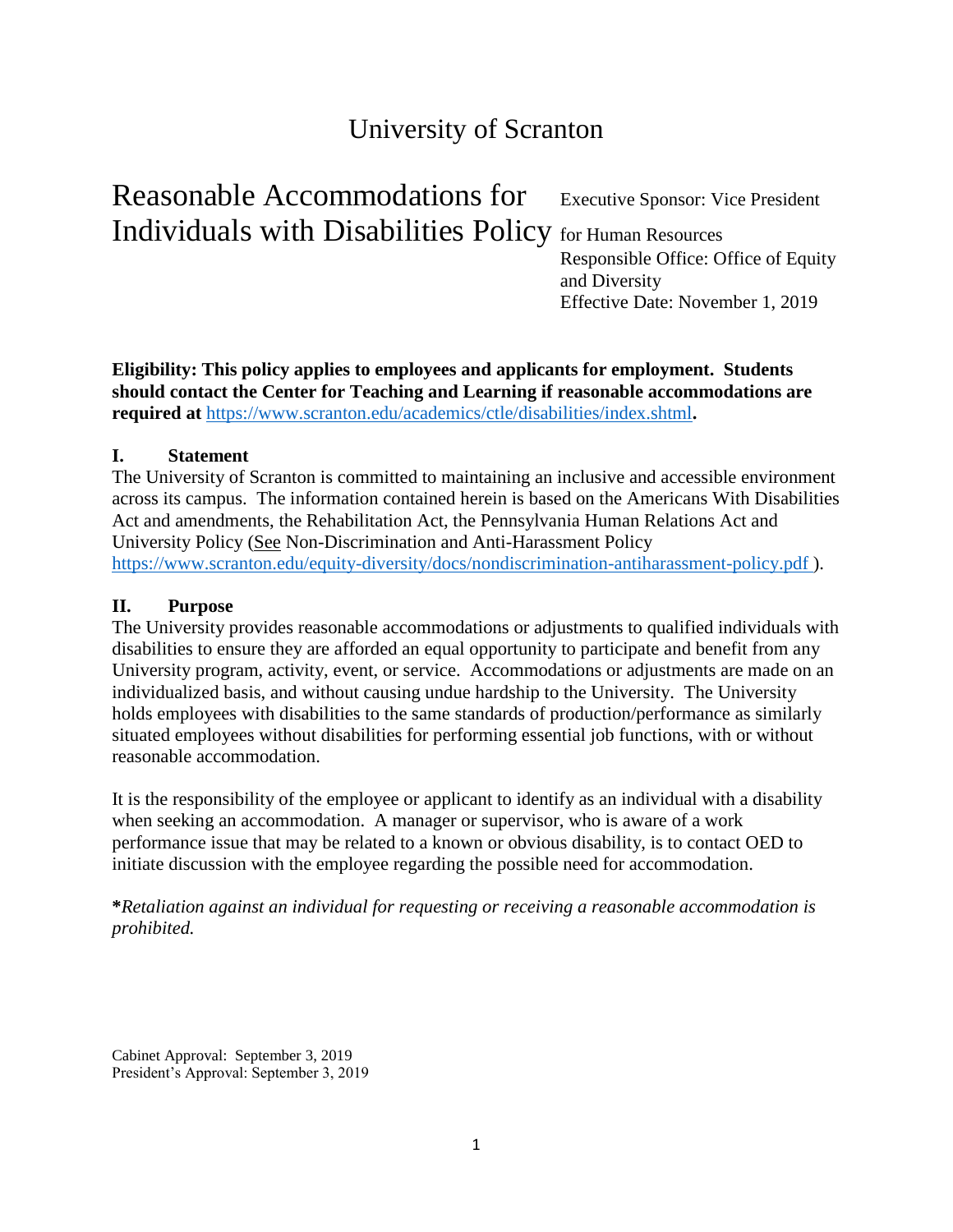# University of Scranton

## Reasonable Accommodations for Individuals with Disabilities Policy

Executive Sponsor: Vice President for Human Resources
Responsible Office: Office of Equity and Diversity
Effective Date: November 1, 2019

**Eligibility: This policy applies to employees and applicants for employment. Students should contact the Center for Teaching and Learning if reasonable accommodations are required at** https://www.scranton.edu/academics/ctle/disabilities/index.shtml**.**

### I. Statement

The University of Scranton is committed to maintaining an inclusive and accessible environment across its campus. The information contained herein is based on the Americans With Disabilities Act and amendments, the Rehabilitation Act, the Pennsylvania Human Relations Act and University Policy (See Non-Discrimination and Anti-Harassment Policy https://www.scranton.edu/equity-diversity/docs/nondiscrimination-antiharassment-policy.pdf ).

### II. Purpose

The University provides reasonable accommodations or adjustments to qualified individuals with disabilities to ensure they are afforded an equal opportunity to participate and benefit from any University program, activity, event, or service. Accommodations or adjustments are made on an individualized basis, and without causing undue hardship to the University. The University holds employees with disabilities to the same standards of production/performance as similarly situated employees without disabilities for performing essential job functions, with or without reasonable accommodation.

It is the responsibility of the employee or applicant to identify as an individual with a disability when seeking an accommodation. A manager or supervisor, who is aware of a work performance issue that may be related to a known or obvious disability, is to contact OED to initiate discussion with the employee regarding the possible need for accommodation.

**\***_Retaliation against an individual for requesting or receiving a reasonable accommodation is prohibited._

Cabinet Approval: September 3, 2019
President's Approval: September 3, 2019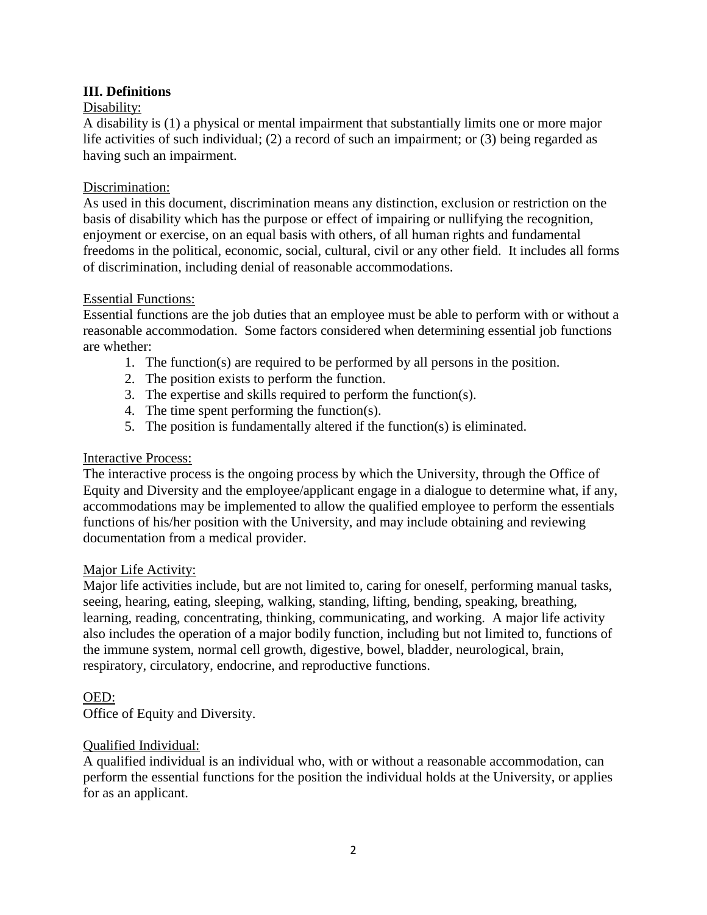## III. Definitions

Disability:

A disability is (1) a physical or mental impairment that substantially limits one or more major life activities of such individual; (2) a record of such an impairment; or (3) being regarded as having such an impairment.

Discrimination:

As used in this document, discrimination means any distinction, exclusion or restriction on the basis of disability which has the purpose or effect of impairing or nullifying the recognition, enjoyment or exercise, on an equal basis with others, of all human rights and fundamental freedoms in the political, economic, social, cultural, civil or any other field. It includes all forms of discrimination, including denial of reasonable accommodations.

Essential Functions:

Essential functions are the job duties that an employee must be able to perform with or without a reasonable accommodation. Some factors considered when determining essential job functions are whether:

1. The function(s) are required to be performed by all persons in the position.
2. The position exists to perform the function.
3. The expertise and skills required to perform the function(s).
4. The time spent performing the function(s).
5. The position is fundamentally altered if the function(s) is eliminated.

Interactive Process:

The interactive process is the ongoing process by which the University, through the Office of Equity and Diversity and the employee/applicant engage in a dialogue to determine what, if any, accommodations may be implemented to allow the qualified employee to perform the essentials functions of his/her position with the University, and may include obtaining and reviewing documentation from a medical provider.

Major Life Activity:

Major life activities include, but are not limited to, caring for oneself, performing manual tasks, seeing, hearing, eating, sleeping, walking, standing, lifting, bending, speaking, breathing, learning, reading, concentrating, thinking, communicating, and working. A major life activity also includes the operation of a major bodily function, including but not limited to, functions of the immune system, normal cell growth, digestive, bowel, bladder, neurological, brain, respiratory, circulatory, endocrine, and reproductive functions.

OED:

Office of Equity and Diversity.

Qualified Individual:

A qualified individual is an individual who, with or without a reasonable accommodation, can perform the essential functions for the position the individual holds at the University, or applies for as an applicant.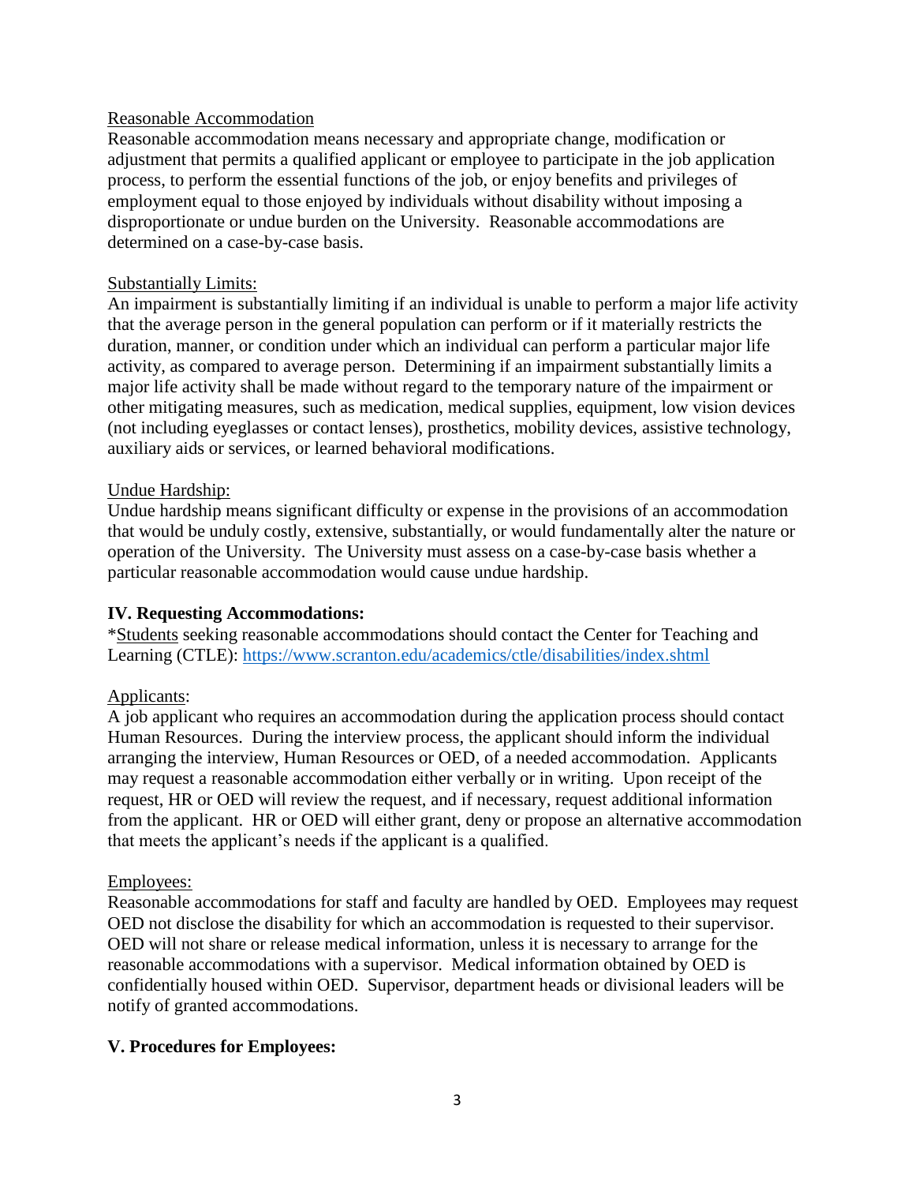Reasonable Accommodation

Reasonable accommodation means necessary and appropriate change, modification or adjustment that permits a qualified applicant or employee to participate in the job application process, to perform the essential functions of the job, or enjoy benefits and privileges of employment equal to those enjoyed by individuals without disability without imposing a disproportionate or undue burden on the University. Reasonable accommodations are determined on a case-by-case basis.

Substantially Limits:

An impairment is substantially limiting if an individual is unable to perform a major life activity that the average person in the general population can perform or if it materially restricts the duration, manner, or condition under which an individual can perform a particular major life activity, as compared to average person. Determining if an impairment substantially limits a major life activity shall be made without regard to the temporary nature of the impairment or other mitigating measures, such as medication, medical supplies, equipment, low vision devices (not including eyeglasses or contact lenses), prosthetics, mobility devices, assistive technology, auxiliary aids or services, or learned behavioral modifications.

Undue Hardship:

Undue hardship means significant difficulty or expense in the provisions of an accommodation that would be unduly costly, extensive, substantially, or would fundamentally alter the nature or operation of the University. The University must assess on a case-by-case basis whether a particular reasonable accommodation would cause undue hardship.

## IV. Requesting Accommodations:

*Students seeking reasonable accommodations should contact the Center for Teaching and Learning (CTLE): https://www.scranton.edu/academics/ctle/disabilities/index.shtml

Applicants:

A job applicant who requires an accommodation during the application process should contact Human Resources. During the interview process, the applicant should inform the individual arranging the interview, Human Resources or OED, of a needed accommodation. Applicants may request a reasonable accommodation either verbally or in writing. Upon receipt of the request, HR or OED will review the request, and if necessary, request additional information from the applicant. HR or OED will either grant, deny or propose an alternative accommodation that meets the applicant's needs if the applicant is a qualified.

Employees:

Reasonable accommodations for staff and faculty are handled by OED. Employees may request OED not disclose the disability for which an accommodation is requested to their supervisor. OED will not share or release medical information, unless it is necessary to arrange for the reasonable accommodations with a supervisor. Medical information obtained by OED is confidentially housed within OED. Supervisor, department heads or divisional leaders will be notify of granted accommodations.

## V. Procedures for Employees: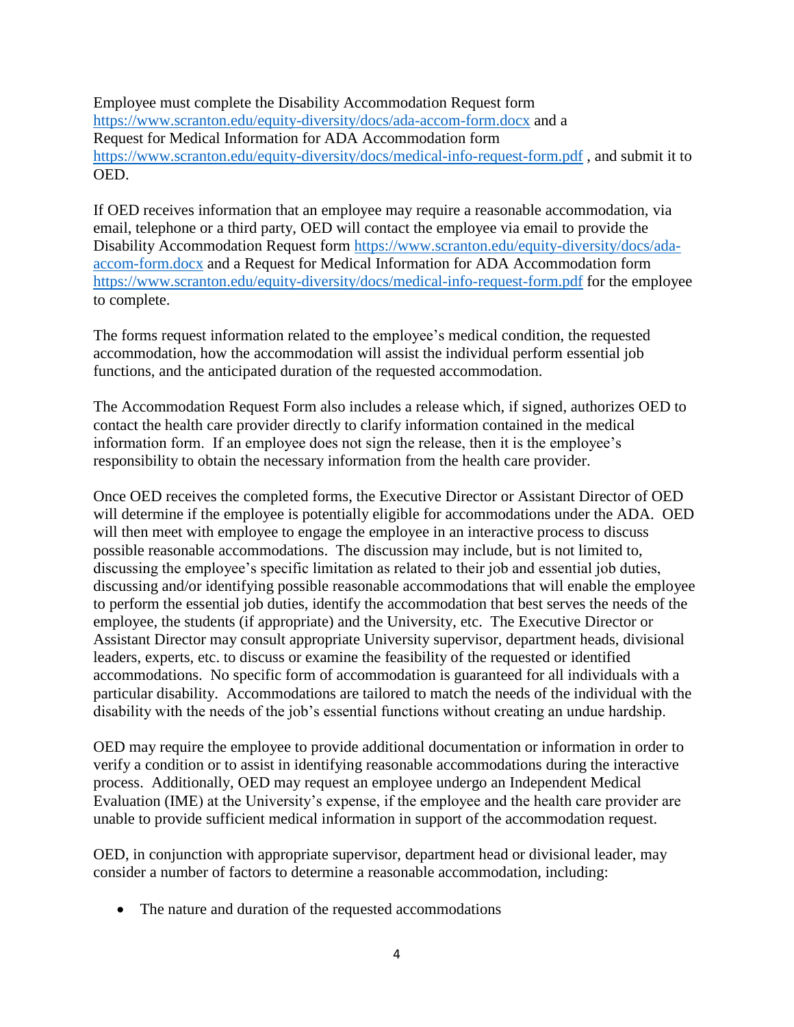Employee must complete the Disability Accommodation Request form https://www.scranton.edu/equity-diversity/docs/ada-accom-form.docx and a Request for Medical Information for ADA Accommodation form https://www.scranton.edu/equity-diversity/docs/medical-info-request-form.pdf , and submit it to OED.

If OED receives information that an employee may require a reasonable accommodation, via email, telephone or a third party, OED will contact the employee via email to provide the Disability Accommodation Request form https://www.scranton.edu/equity-diversity/docs/ada-accom-form.docx and a Request for Medical Information for ADA Accommodation form https://www.scranton.edu/equity-diversity/docs/medical-info-request-form.pdf for the employee to complete.

The forms request information related to the employee's medical condition, the requested accommodation, how the accommodation will assist the individual perform essential job functions, and the anticipated duration of the requested accommodation.

The Accommodation Request Form also includes a release which, if signed, authorizes OED to contact the health care provider directly to clarify information contained in the medical information form. If an employee does not sign the release, then it is the employee's responsibility to obtain the necessary information from the health care provider.

Once OED receives the completed forms, the Executive Director or Assistant Director of OED will determine if the employee is potentially eligible for accommodations under the ADA. OED will then meet with employee to engage the employee in an interactive process to discuss possible reasonable accommodations. The discussion may include, but is not limited to, discussing the employee's specific limitation as related to their job and essential job duties, discussing and/or identifying possible reasonable accommodations that will enable the employee to perform the essential job duties, identify the accommodation that best serves the needs of the employee, the students (if appropriate) and the University, etc. The Executive Director or Assistant Director may consult appropriate University supervisor, department heads, divisional leaders, experts, etc. to discuss or examine the feasibility of the requested or identified accommodations. No specific form of accommodation is guaranteed for all individuals with a particular disability. Accommodations are tailored to match the needs of the individual with the disability with the needs of the job's essential functions without creating an undue hardship.

OED may require the employee to provide additional documentation or information in order to verify a condition or to assist in identifying reasonable accommodations during the interactive process. Additionally, OED may request an employee undergo an Independent Medical Evaluation (IME) at the University's expense, if the employee and the health care provider are unable to provide sufficient medical information in support of the accommodation request.

OED, in conjunction with appropriate supervisor, department head or divisional leader, may consider a number of factors to determine a reasonable accommodation, including:

- The nature and duration of the requested accommodations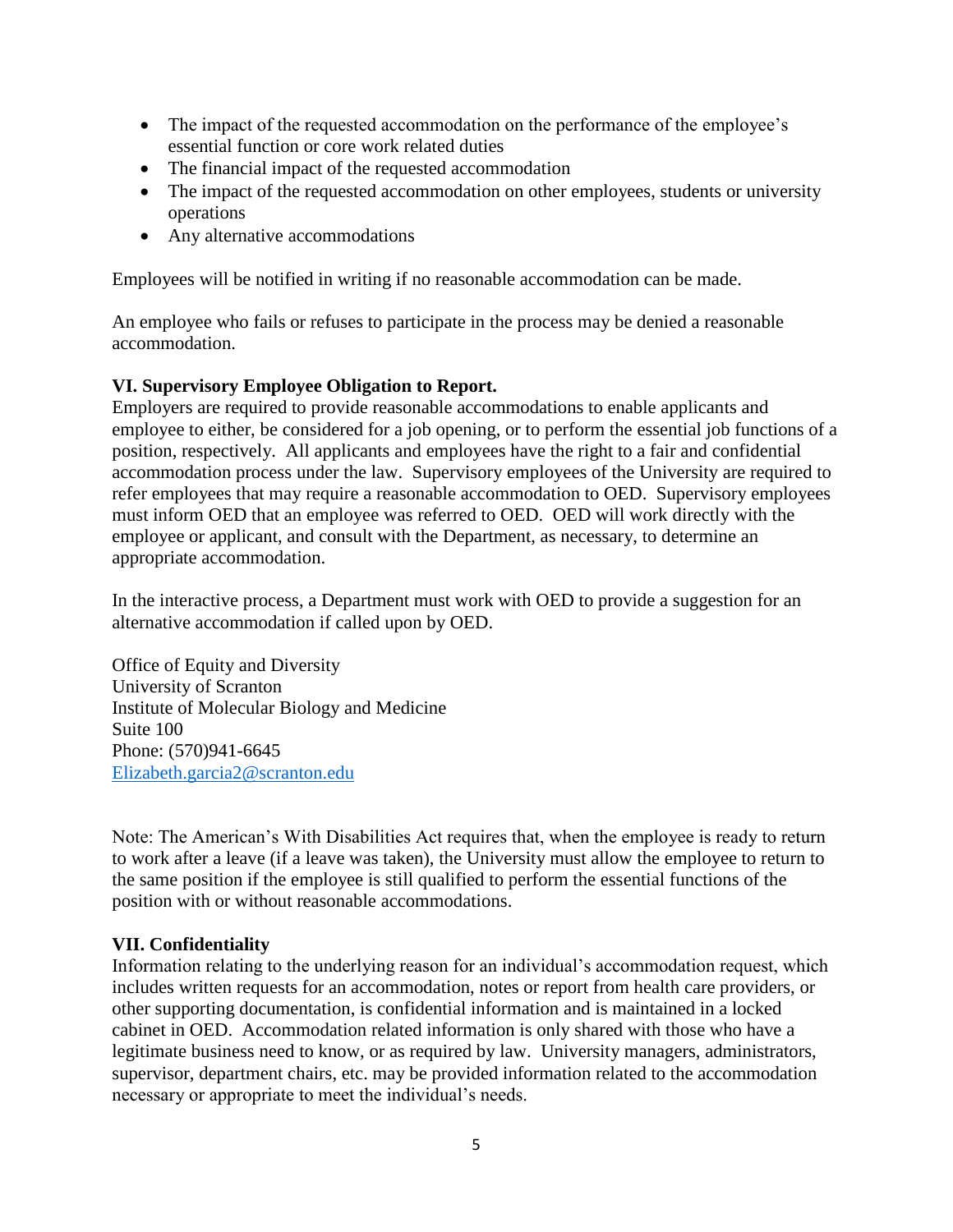- The impact of the requested accommodation on the performance of the employee's essential function or core work related duties
- The financial impact of the requested accommodation
- The impact of the requested accommodation on other employees, students or university operations
- Any alternative accommodations

Employees will be notified in writing if no reasonable accommodation can be made.

An employee who fails or refuses to participate in the process may be denied a reasonable accommodation.

**VI. Supervisory Employee Obligation to Report.**

Employers are required to provide reasonable accommodations to enable applicants and employee to either, be considered for a job opening, or to perform the essential job functions of a position, respectively. All applicants and employees have the right to a fair and confidential accommodation process under the law. Supervisory employees of the University are required to refer employees that may require a reasonable accommodation to OED. Supervisory employees must inform OED that an employee was referred to OED. OED will work directly with the employee or applicant, and consult with the Department, as necessary, to determine an appropriate accommodation.

In the interactive process, a Department must work with OED to provide a suggestion for an alternative accommodation if called upon by OED.

Office of Equity and Diversity
University of Scranton
Institute of Molecular Biology and Medicine
Suite 100
Phone: (570)941-6645
Elizabeth.garcia2@scranton.edu

Note: The American's With Disabilities Act requires that, when the employee is ready to return to work after a leave (if a leave was taken), the University must allow the employee to return to the same position if the employee is still qualified to perform the essential functions of the position with or without reasonable accommodations.

**VII. Confidentiality**

Information relating to the underlying reason for an individual's accommodation request, which includes written requests for an accommodation, notes or report from health care providers, or other supporting documentation, is confidential information and is maintained in a locked cabinet in OED. Accommodation related information is only shared with those who have a legitimate business need to know, or as required by law. University managers, administrators, supervisor, department chairs, etc. may be provided information related to the accommodation necessary or appropriate to meet the individual's needs.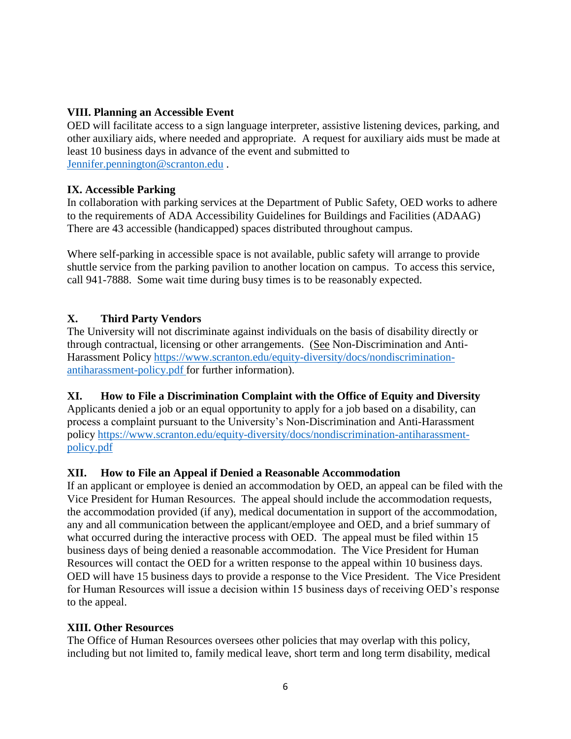### VIII. Planning an Accessible Event

OED will facilitate access to a sign language interpreter, assistive listening devices, parking, and other auxiliary aids, where needed and appropriate. A request for auxiliary aids must be made at least 10 business days in advance of the event and submitted to [Jennifer.pennington@scranton.edu](mailto:Jennifer.pennington@scranton.edu) .

### IX. Accessible Parking

In collaboration with parking services at the Department of Public Safety, OED works to adhere to the requirements of ADA Accessibility Guidelines for Buildings and Facilities (ADAAG) There are 43 accessible (handicapped) spaces distributed throughout campus.

Where self-parking in accessible space is not available, public safety will arrange to provide shuttle service from the parking pavilion to another location on campus. To access this service, call 941-7888. Some wait time during busy times is to be reasonably expected.

### X. Third Party Vendors

The University will not discriminate against individuals on the basis of disability directly or through contractual, licensing or other arrangements. (See Non-Discrimination and Anti-Harassment Policy [https://www.scranton.edu/equity-diversity/docs/nondiscrimination-antiharassment-policy.pdf](https://www.scranton.edu/equity-diversity/docs/nondiscrimination-antiharassment-policy.pdf) for further information).

### XI. How to File a Discrimination Complaint with the Office of Equity and Diversity

Applicants denied a job or an equal opportunity to apply for a job based on a disability, can process a complaint pursuant to the University's Non-Discrimination and Anti-Harassment policy [https://www.scranton.edu/equity-diversity/docs/nondiscrimination-antiharassment-policy.pdf](https://www.scranton.edu/equity-diversity/docs/nondiscrimination-antiharassment-policy.pdf)

### XII. How to File an Appeal if Denied a Reasonable Accommodation

If an applicant or employee is denied an accommodation by OED, an appeal can be filed with the Vice President for Human Resources. The appeal should include the accommodation requests, the accommodation provided (if any), medical documentation in support of the accommodation, any and all communication between the applicant/employee and OED, and a brief summary of what occurred during the interactive process with OED. The appeal must be filed within 15 business days of being denied a reasonable accommodation. The Vice President for Human Resources will contact the OED for a written response to the appeal within 10 business days. OED will have 15 business days to provide a response to the Vice President. The Vice President for Human Resources will issue a decision within 15 business days of receiving OED's response to the appeal.

### XIII. Other Resources

The Office of Human Resources oversees other policies that may overlap with this policy, including but not limited to, family medical leave, short term and long term disability, medical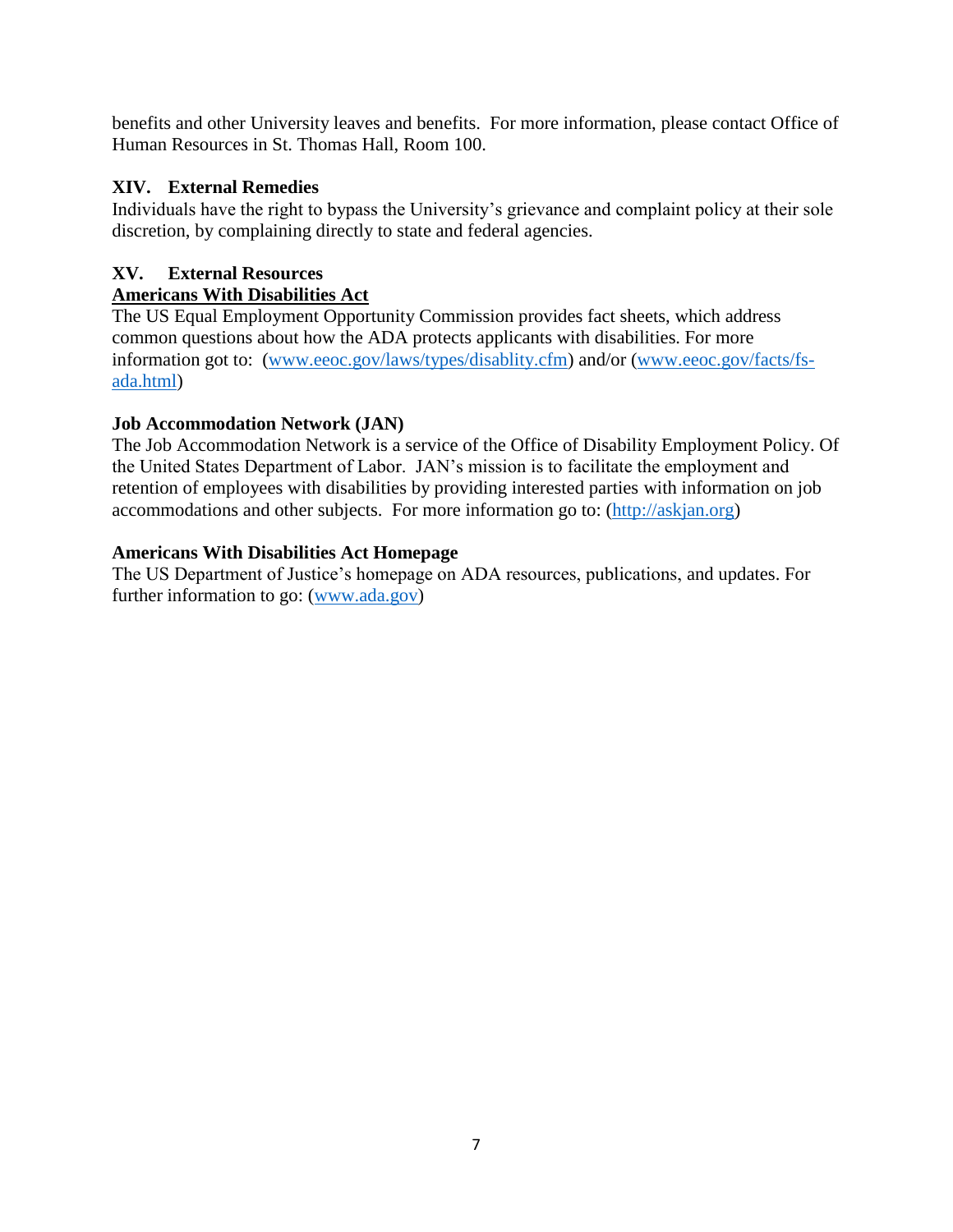benefits and other University leaves and benefits. For more information, please contact Office of Human Resources in St. Thomas Hall, Room 100.

## XIV. External Remedies

Individuals have the right to bypass the University's grievance and complaint policy at their sole discretion, by complaining directly to state and federal agencies.

## XV. External Resources

**Americans With Disabilities Act**

The US Equal Employment Opportunity Commission provides fact sheets, which address common questions about how the ADA protects applicants with disabilities. For more information got to: (www.eeoc.gov/laws/types/disablity.cfm) and/or (www.eeoc.gov/facts/fs-ada.html)

**Job Accommodation Network (JAN)**

The Job Accommodation Network is a service of the Office of Disability Employment Policy. Of the United States Department of Labor. JAN's mission is to facilitate the employment and retention of employees with disabilities by providing interested parties with information on job accommodations and other subjects. For more information go to: (http://askjan.org)

**Americans With Disabilities Act Homepage**

The US Department of Justice's homepage on ADA resources, publications, and updates. For further information to go: (www.ada.gov)